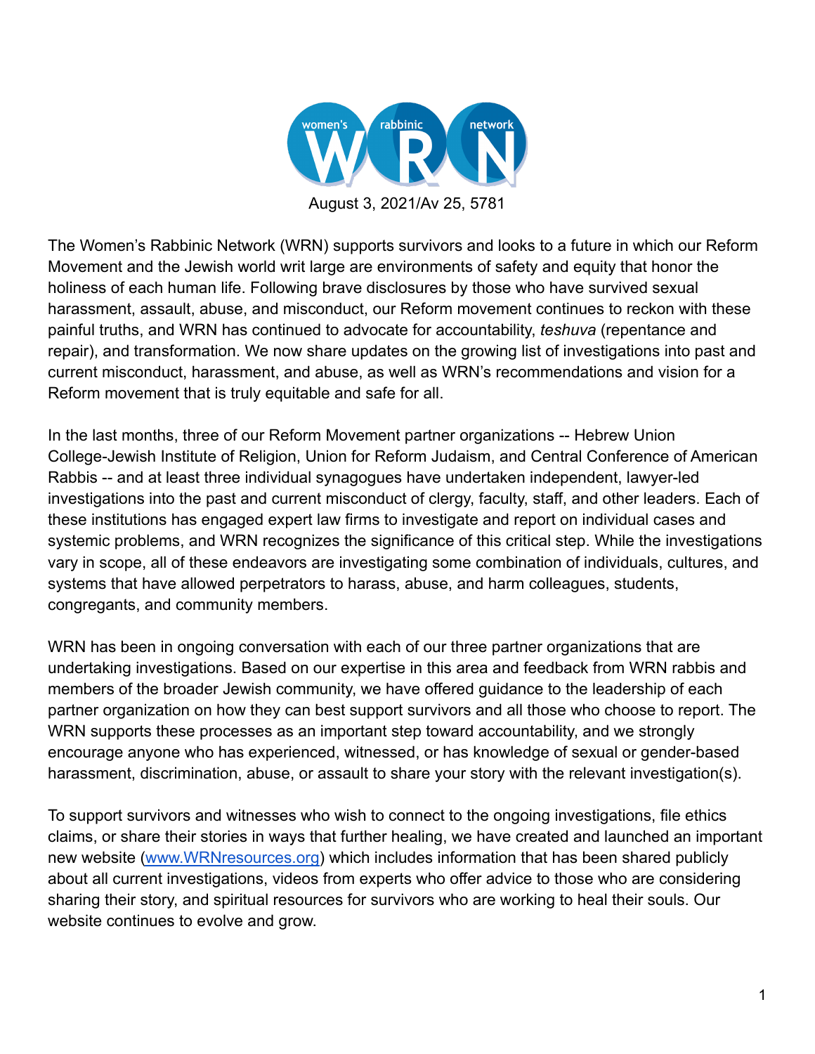women's rabbinic network

WRN

August 3, 2021/Av 25, 5781

The Women's Rabbinic Network (WRN) supports survivors and looks to a future in which our Reform Movement and the Jewish world writ large are environments of safety and equity that honor the holiness of each human life. Following brave disclosures by those who have survived sexual harassment, assault, abuse, and misconduct, our Reform movement continues to reckon with these painful truths, and WRN has continued to advocate for accountability, *teshuva* (repentance and repair), and transformation. We now share updates on the growing list of investigations into past and current misconduct, harassment, and abuse, as well as WRN's recommendations and vision for a Reform movement that is truly equitable and safe for all.

In the last months, three of our Reform Movement partner organizations -- Hebrew Union College-Jewish Institute of Religion, Union for Reform Judaism, and Central Conference of American Rabbis -- and at least three individual synagogues have undertaken independent, lawyer-led investigations into the past and current misconduct of clergy, faculty, staff, and other leaders. Each of these institutions has engaged expert law firms to investigate and report on individual cases and systemic problems, and WRN recognizes the significance of this critical step. While the investigations vary in scope, all of these endeavors are investigating some combination of individuals, cultures, and systems that have allowed perpetrators to harass, abuse, and harm colleagues, students, congregants, and community members.

WRN has been in ongoing conversation with each of our three partner organizations that are undertaking investigations. Based on our expertise in this area and feedback from WRN rabbis and members of the broader Jewish community, we have offered guidance to the leadership of each partner organization on how they can best support survivors and all those who choose to report. The WRN supports these processes as an important step toward accountability, and we strongly encourage anyone who has experienced, witnessed, or has knowledge of sexual or gender-based harassment, discrimination, abuse, or assault to share your story with the relevant investigation(s).

To support survivors and witnesses who wish to connect to the ongoing investigations, file ethics claims, or share their stories in ways that further healing, we have created and launched an important new website ([www.WRNresources.org](http://www.WRNresources.org)) which includes information that has been shared publicly about all current investigations, videos from experts who offer advice to those who are considering sharing their story, and spiritual resources for survivors who are working to heal their souls. Our website continues to evolve and grow.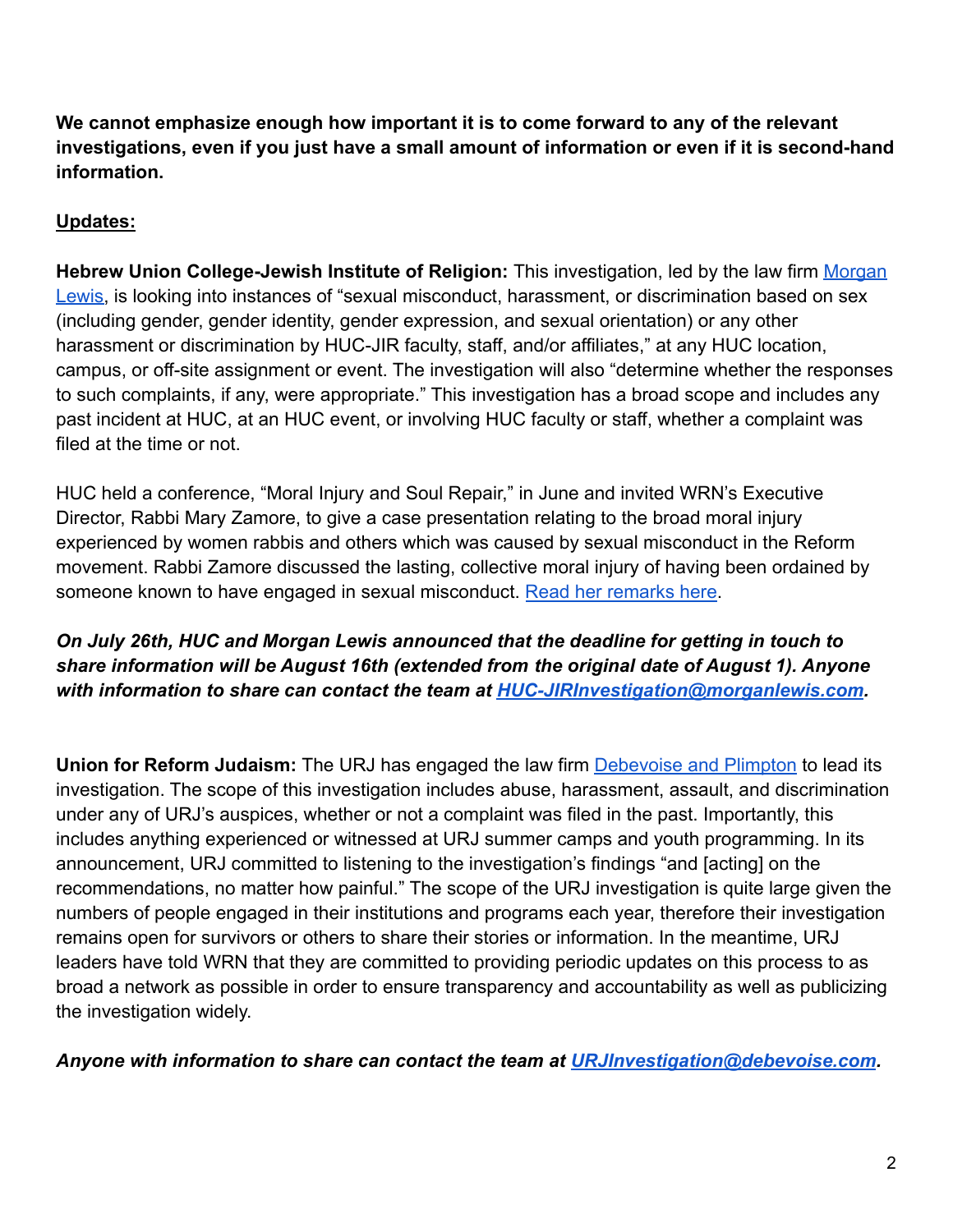**We cannot emphasize enough how important it is to come forward to any of the relevant investigations, even if you just have a small amount of information or even if it is second-hand information.**

**Updates:**

**Hebrew Union College-Jewish Institute of Religion:** This investigation, led by the law firm [Morgan Lewis](), is looking into instances of "sexual misconduct, harassment, or discrimination based on sex (including gender, gender identity, gender expression, and sexual orientation) or any other harassment or discrimination by HUC-JIR faculty, staff, and/or affiliates," at any HUC location, campus, or off-site assignment or event. The investigation will also "determine whether the responses to such complaints, if any, were appropriate." This investigation has a broad scope and includes any past incident at HUC, at an HUC event, or involving HUC faculty or staff, whether a complaint was filed at the time or not.

HUC held a conference, "Moral Injury and Soul Repair," in June and invited WRN's Executive Director, Rabbi Mary Zamore, to give a case presentation relating to the broad moral injury experienced by women rabbis and others which was caused by sexual misconduct in the Reform movement. Rabbi Zamore discussed the lasting, collective moral injury of having been ordained by someone known to have engaged in sexual misconduct. [Read her remarks here]().

***On July 26th, HUC and Morgan Lewis announced that the deadline for getting in touch to share information will be August 16th (extended from the original date of August 1). Anyone with information to share can contact the team at [HUC-JIRInvestigation@morganlewis.com]().***

**Union for Reform Judaism:** The URJ has engaged the law firm [Debevoise and Plimpton]() to lead its investigation. The scope of this investigation includes abuse, harassment, assault, and discrimination under any of URJ's auspices, whether or not a complaint was filed in the past. Importantly, this includes anything experienced or witnessed at URJ summer camps and youth programming. In its announcement, URJ committed to listening to the investigation's findings "and [acting] on the recommendations, no matter how painful." The scope of the URJ investigation is quite large given the numbers of people engaged in their institutions and programs each year, therefore their investigation remains open for survivors or others to share their stories or information. In the meantime, URJ leaders have told WRN that they are committed to providing periodic updates on this process to as broad a network as possible in order to ensure transparency and accountability as well as publicizing the investigation widely.

***Anyone with information to share can contact the team at [URJInvestigation@debevoise.com]().***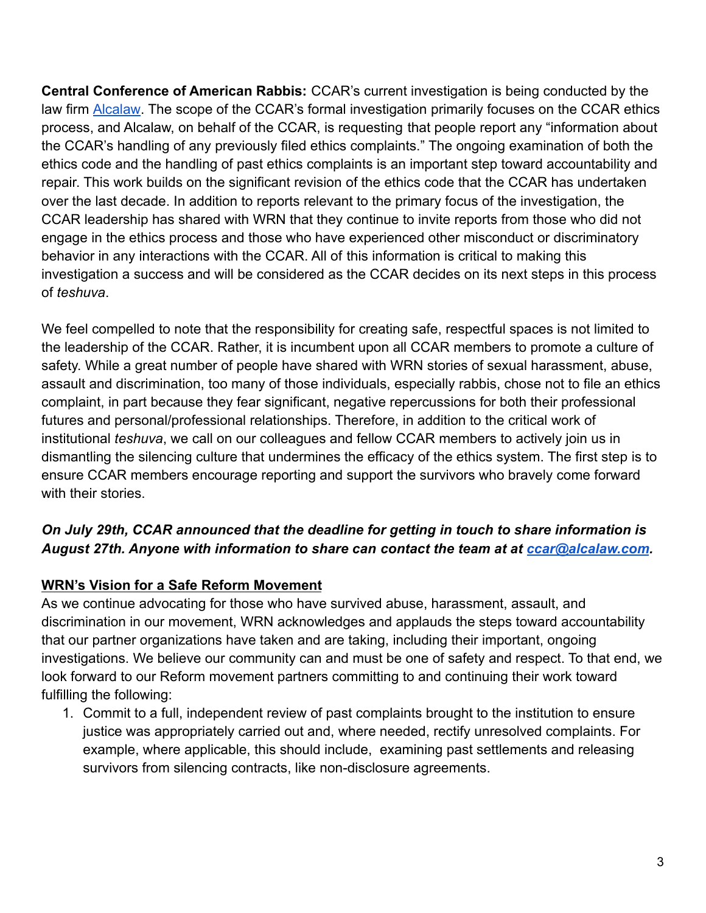**Central Conference of American Rabbis:** CCAR's current investigation is being conducted by the law firm Alcalaw. The scope of the CCAR's formal investigation primarily focuses on the CCAR ethics process, and Alcalaw, on behalf of the CCAR, is requesting that people report any "information about the CCAR's handling of any previously filed ethics complaints." The ongoing examination of both the ethics code and the handling of past ethics complaints is an important step toward accountability and repair. This work builds on the significant revision of the ethics code that the CCAR has undertaken over the last decade. In addition to reports relevant to the primary focus of the investigation, the CCAR leadership has shared with WRN that they continue to invite reports from those who did not engage in the ethics process and those who have experienced other misconduct or discriminatory behavior in any interactions with the CCAR. All of this information is critical to making this investigation a success and will be considered as the CCAR decides on its next steps in this process of *teshuva*.

We feel compelled to note that the responsibility for creating safe, respectful spaces is not limited to the leadership of the CCAR. Rather, it is incumbent upon all CCAR members to promote a culture of safety. While a great number of people have shared with WRN stories of sexual harassment, abuse, assault and discrimination, too many of those individuals, especially rabbis, chose not to file an ethics complaint, in part because they fear significant, negative repercussions for both their professional futures and personal/professional relationships. Therefore, in addition to the critical work of institutional *teshuva*, we call on our colleagues and fellow CCAR members to actively join us in dismantling the silencing culture that undermines the efficacy of the ethics system. The first step is to ensure CCAR members encourage reporting and support the survivors who bravely come forward with their stories.

***On July 29th, CCAR announced that the deadline for getting in touch to share information is August 27th. Anyone with information to share can contact the team at at ccar@alcalaw.com.***

## WRN's Vision for a Safe Reform Movement

As we continue advocating for those who have survived abuse, harassment, assault, and discrimination in our movement, WRN acknowledges and applauds the steps toward accountability that our partner organizations have taken and are taking, including their important, ongoing investigations. We believe our community can and must be one of safety and respect. To that end, we look forward to our Reform movement partners committing to and continuing their work toward fulfilling the following:

1. Commit to a full, independent review of past complaints brought to the institution to ensure justice was appropriately carried out and, where needed, rectify unresolved complaints. For example, where applicable, this should include, examining past settlements and releasing survivors from silencing contracts, like non-disclosure agreements.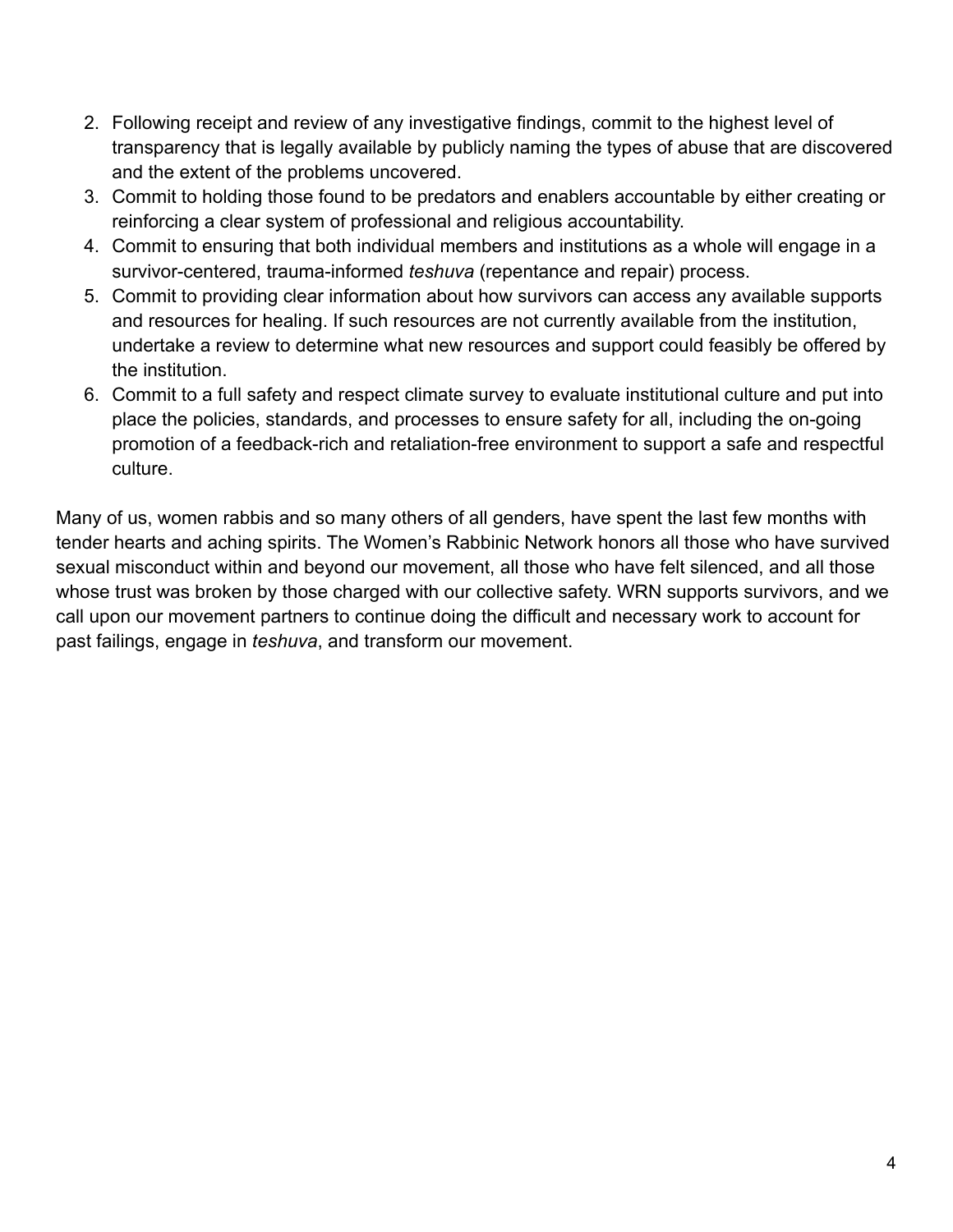2. Following receipt and review of any investigative findings, commit to the highest level of transparency that is legally available by publicly naming the types of abuse that are discovered and the extent of the problems uncovered.
3. Commit to holding those found to be predators and enablers accountable by either creating or reinforcing a clear system of professional and religious accountability.
4. Commit to ensuring that both individual members and institutions as a whole will engage in a survivor-centered, trauma-informed *teshuva* (repentance and repair) process.
5. Commit to providing clear information about how survivors can access any available supports and resources for healing. If such resources are not currently available from the institution, undertake a review to determine what new resources and support could feasibly be offered by the institution.
6. Commit to a full safety and respect climate survey to evaluate institutional culture and put into place the policies, standards, and processes to ensure safety for all, including the on-going promotion of a feedback-rich and retaliation-free environment to support a safe and respectful culture.

Many of us, women rabbis and so many others of all genders, have spent the last few months with tender hearts and aching spirits. The Women's Rabbinic Network honors all those who have survived sexual misconduct within and beyond our movement, all those who have felt silenced, and all those whose trust was broken by those charged with our collective safety. WRN supports survivors, and we call upon our movement partners to continue doing the difficult and necessary work to account for past failings, engage in *teshuva*, and transform our movement.